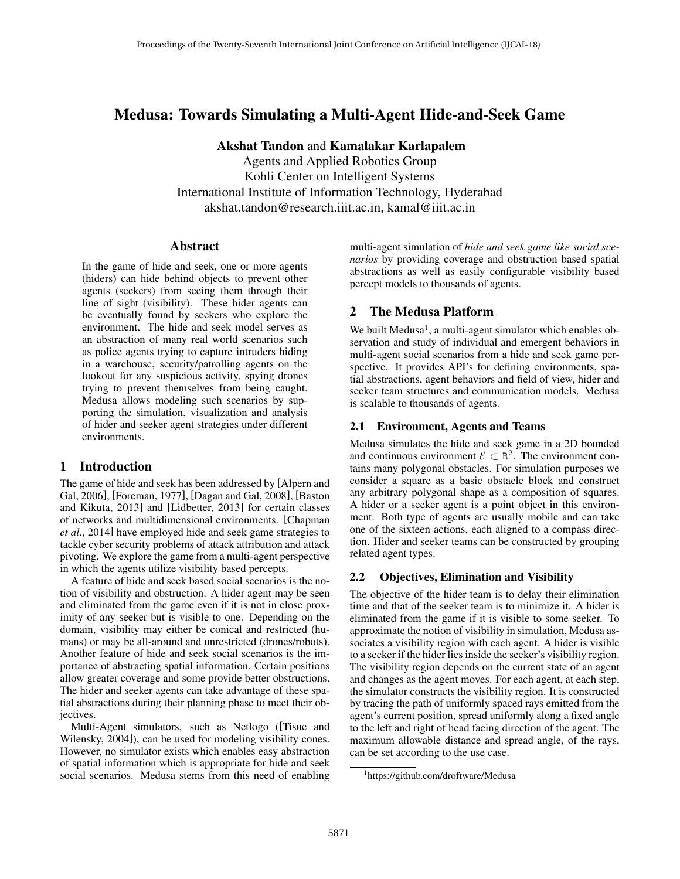# Medusa: Towards Simulating a Multi-Agent Hide-and-Seek Game

**Akshat Tandon** and **Kamalakar Karlapalem**
Agents and Applied Robotics Group
Kohli Center on Intelligent Systems
International Institute of Information Technology, Hyderabad
akshat.tandon@research.iiit.ac.in, kamal@iiit.ac.in

## Abstract

In the game of hide and seek, one or more agents (hiders) can hide behind objects to prevent other agents (seekers) from seeing them through their line of sight (visibility). These hider agents can be eventually found by seekers who explore the environment. The hide and seek model serves as an abstraction of many real world scenarios such as police agents trying to capture intruders hiding in a warehouse, security/patrolling agents on the lookout for any suspicious activity, spying drones trying to prevent themselves from being caught. Medusa allows modeling such scenarios by supporting the simulation, visualization and analysis of hider and seeker agent strategies under different environments.

## 1 Introduction

The game of hide and seek has been addressed by [Alpern and Gal, 2006], [Foreman, 1977], [Dagan and Gal, 2008], [Baston and Kikuta, 2013] and [Lidbetter, 2013] for certain classes of networks and multidimensional environments. [Chapman *et al.*, 2014] have employed hide and seek game strategies to tackle cyber security problems of attack attribution and attack pivoting. We explore the game from a multi-agent perspective in which the agents utilize visibility based percepts.

A feature of hide and seek based social scenarios is the notion of visibility and obstruction. A hider agent may be seen and eliminated from the game even if it is not in close proximity of any seeker but is visible to one. Depending on the domain, visibility may either be conical and restricted (humans) or may be all-around and unrestricted (drones/robots). Another feature of hide and seek social scenarios is the importance of abstracting spatial information. Certain positions allow greater coverage and some provide better obstructions. The hider and seeker agents can take advantage of these spatial abstractions during their planning phase to meet their objectives.

Multi-Agent simulators, such as Netlogo ([Tisue and Wilensky, 2004]), can be used for modeling visibility cones. However, no simulator exists which enables easy abstraction of spatial information which is appropriate for hide and seek social scenarios. Medusa stems from this need of enabling multi-agent simulation of *hide and seek game like social scenarios* by providing coverage and obstruction based spatial abstractions as well as easily configurable visibility based percept models to thousands of agents.

## 2 The Medusa Platform

We built Medusa[1], a multi-agent simulator which enables observation and study of individual and emergent behaviors in multi-agent social scenarios from a hide and seek game perspective. It provides API's for defining environments, spatial abstractions, agent behaviors and field of view, hider and seeker team structures and communication models. Medusa is scalable to thousands of agents.

### 2.1 Environment, Agents and Teams

Medusa simulates the hide and seek game in a 2D bounded and continuous environment $\mathcal{E} \subset \mathbb{R}^2$. The environment contains many polygonal obstacles. For simulation purposes we consider a square as a basic obstacle block and construct any arbitrary polygonal shape as a composition of squares. A hider or a seeker agent is a point object in this environment. Both type of agents are usually mobile and can take one of the sixteen actions, each aligned to a compass direction. Hider and seeker teams can be constructed by grouping related agent types.

### 2.2 Objectives, Elimination and Visibility

The objective of the hider team is to delay their elimination time and that of the seeker team is to minimize it. A hider is eliminated from the game if it is visible to some seeker. To approximate the notion of visibility in simulation, Medusa associates a visibility region with each agent. A hider is visible to a seeker if the hider lies inside the seeker's visibility region. The visibility region depends on the current state of an agent and changes as the agent moves. For each agent, at each step, the simulator constructs the visibility region. It is constructed by tracing the path of uniformly spaced rays emitted from the agent's current position, spread uniformly along a fixed angle to the left and right of head facing direction of the agent. The maximum allowable distance and spread angle, of the rays, can be set according to the use case.

[1] https://github.com/droftware/Medusa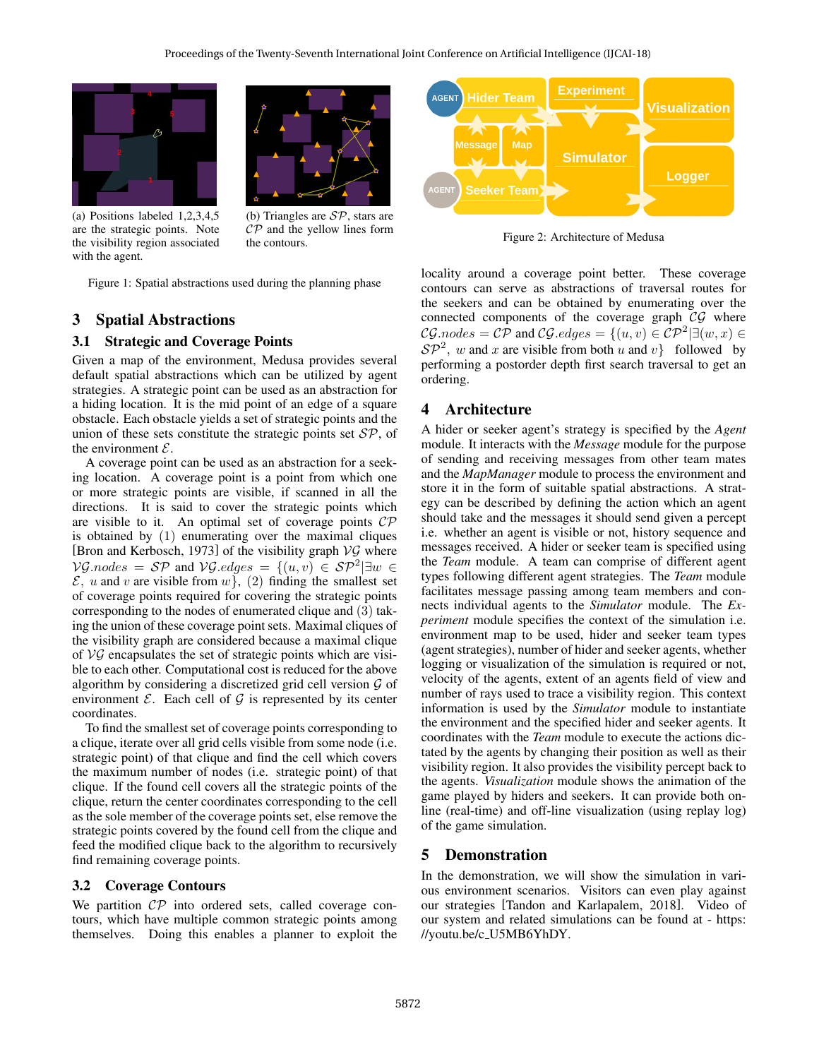(a) Positions labeled 1,2,3,4,5 are the strategic points. Note the visibility region associated with the agent.

(b) Triangles are $\mathcal{SP}$, stars are $\mathcal{CP}$ and the yellow lines form the contours.

Figure 1: Spatial abstractions used during the planning phase

Figure 2: Architecture of Medusa

## 3 Spatial Abstractions

### 3.1 Strategic and Coverage Points

Given a map of the environment, Medusa provides several default spatial abstractions which can be utilized by agent strategies. A strategic point can be used as an abstraction for a hiding location. It is the mid point of an edge of a square obstacle. Each obstacle yields a set of strategic points and the union of these sets constitute the strategic points set $\mathcal{SP}$, of the environment $\mathcal{E}$.

A coverage point can be used as an abstraction for a seeking location. A coverage point is a point from which one or more strategic points are visible, if scanned in all the directions. It is said to cover the strategic points which are visible to it. An optimal set of coverage points $\mathcal{CP}$ is obtained by (1) enumerating over the maximal cliques [Bron and Kerbosch, 1973] of the visibility graph $\mathcal{VG}$ where $\mathcal{VG}.nodes = \mathcal{SP}$ and $\mathcal{VG}.edges = \{(u,v) \in \mathcal{SP}^2 | \exists w \in \mathcal{E},\ u$ and $v$ are visible from $w\}$, (2) finding the smallest set of coverage points required for covering the strategic points corresponding to the nodes of enumerated clique and (3) taking the union of these coverage point sets. Maximal cliques of the visibility graph are considered because a maximal clique of $\mathcal{VG}$ encapsulates the set of strategic points which are visible to each other. Computational cost is reduced for the above algorithm by considering a discretized grid cell version $\mathcal{G}$ of environment $\mathcal{E}$. Each cell of $\mathcal{G}$ is represented by its center coordinates.

To find the smallest set of coverage points corresponding to a clique, iterate over all grid cells visible from some node (i.e. strategic point) of that clique and find the cell which covers the maximum number of nodes (i.e. strategic point) of that clique. If the found cell covers all the strategic points of the clique, return the center coordinates corresponding to the cell as the sole member of the coverage points set, else remove the strategic points covered by the found cell from the clique and feed the modified clique back to the algorithm to recursively find remaining coverage points.

### 3.2 Coverage Contours

We partition $\mathcal{CP}$ into ordered sets, called coverage contours, which have multiple common strategic points among themselves. Doing this enables a planner to exploit the locality around a coverage point better. These coverage contours can serve as abstractions of traversal routes for the seekers and can be obtained by enumerating over the connected components of the coverage graph $\mathcal{CG}$ where $\mathcal{CG}.nodes = \mathcal{CP}$ and $\mathcal{CG}.edges = \{(u,v) \in \mathcal{CP}^2 | \exists (w,x) \in \mathcal{SP}^2,\ w$ and $x$ are visible from both $u$ and $v\}$ followed by performing a postorder depth first search traversal to get an ordering.

## 4 Architecture

A hider or seeker agent's strategy is specified by the *Agent* module. It interacts with the *Message* module for the purpose of sending and receiving messages from other team mates and the *MapManager* module to process the environment and store it in the form of suitable spatial abstractions. A strategy can be described by defining the action which an agent should take and the messages it should send given a percept i.e. whether an agent is visible or not, history sequence and messages received. A hider or seeker team is specified using the *Team* module. A team can comprise of different agent types following different agent strategies. The *Team* module facilitates message passing among team members and connects individual agents to the *Simulator* module. The *Experiment* module specifies the context of the simulation i.e. environment map to be used, hider and seeker team types (agent strategies), number of hider and seeker agents, whether logging or visualization of the simulation is required or not, velocity of the agents, extent of an agents field of view and number of rays used to trace a visibility region. This context information is used by the *Simulator* module to instantiate the environment and the specified hider and seeker agents. It coordinates with the *Team* module to execute the actions dictated by the agents by changing their position as well as their visibility region. It also provides the visibility percept back to the agents. *Visualization* module shows the animation of the game played by hiders and seekers. It can provide both online (real-time) and off-line visualization (using replay log) of the game simulation.

## 5 Demonstration

In the demonstration, we will show the simulation in various environment scenarios. Visitors can even play against our strategies [Tandon and Karlapalem, 2018]. Video of our system and related simulations can be found at - https://youtu.be/c_U5MB6YhDY.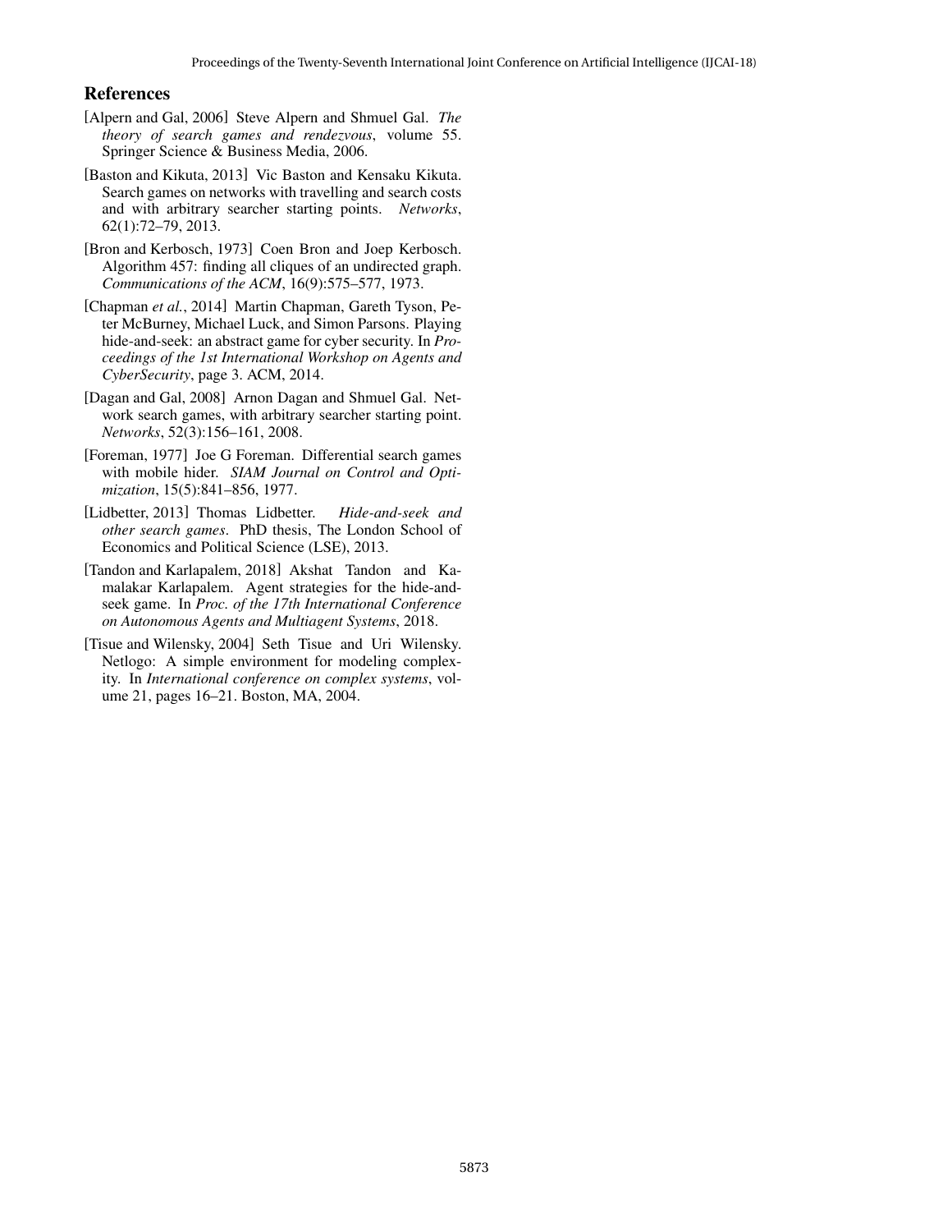## References

[Alpern and Gal, 2006] Steve Alpern and Shmuel Gal. *The theory of search games and rendezvous*, volume 55. Springer Science & Business Media, 2006.

[Baston and Kikuta, 2013] Vic Baston and Kensaku Kikuta. Search games on networks with travelling and search costs and with arbitrary searcher starting points. *Networks*, 62(1):72–79, 2013.

[Bron and Kerbosch, 1973] Coen Bron and Joep Kerbosch. Algorithm 457: finding all cliques of an undirected graph. *Communications of the ACM*, 16(9):575–577, 1973.

[Chapman *et al.*, 2014] Martin Chapman, Gareth Tyson, Peter McBurney, Michael Luck, and Simon Parsons. Playing hide-and-seek: an abstract game for cyber security. In *Proceedings of the 1st International Workshop on Agents and CyberSecurity*, page 3. ACM, 2014.

[Dagan and Gal, 2008] Arnon Dagan and Shmuel Gal. Network search games, with arbitrary searcher starting point. *Networks*, 52(3):156–161, 2008.

[Foreman, 1977] Joe G Foreman. Differential search games with mobile hider. *SIAM Journal on Control and Optimization*, 15(5):841–856, 1977.

[Lidbetter, 2013] Thomas Lidbetter. *Hide-and-seek and other search games*. PhD thesis, The London School of Economics and Political Science (LSE), 2013.

[Tandon and Karlapalem, 2018] Akshat Tandon and Kamalakar Karlapalem. Agent strategies for the hide-and-seek game. In *Proc. of the 17th International Conference on Autonomous Agents and Multiagent Systems*, 2018.

[Tisue and Wilensky, 2004] Seth Tisue and Uri Wilensky. Netlogo: A simple environment for modeling complexity. In *International conference on complex systems*, volume 21, pages 16–21. Boston, MA, 2004.